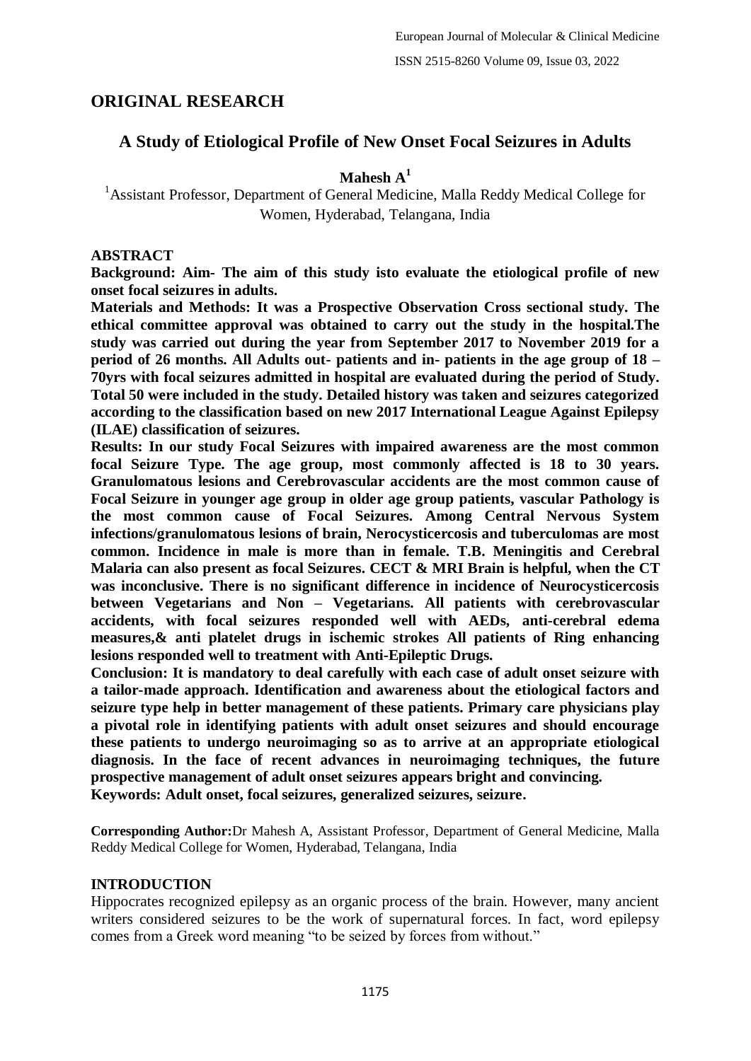## ORIGINAL RESEARCH

# A Study of Etiological Profile of New Onset Focal Seizures in Adults

**Mahesh A[1]**

[1]Assistant Professor, Department of General Medicine, Malla Reddy Medical College for Women, Hyderabad, Telangana, India

### ABSTRACT

**Background: Aim- The aim of this study isto evaluate the etiological profile of new onset focal seizures in adults.**

**Materials and Methods: It was a Prospective Observation Cross sectional study. The ethical committee approval was obtained to carry out the study in the hospital.The study was carried out during the year from September 2017 to November 2019 for a period of 26 months. All Adults out- patients and in- patients in the age group of 18 – 70yrs with focal seizures admitted in hospital are evaluated during the period of Study. Total 50 were included in the study. Detailed history was taken and seizures categorized according to the classification based on new 2017 International League Against Epilepsy (ILAE) classification of seizures.**

**Results: In our study Focal Seizures with impaired awareness are the most common focal Seizure Type. The age group, most commonly affected is 18 to 30 years. Granulomatous lesions and Cerebrovascular accidents are the most common cause of Focal Seizure in younger age group in older age group patients, vascular Pathology is the most common cause of Focal Seizures. Among Central Nervous System infections/granulomatous lesions of brain, Nerocysticercosis and tuberculomas are most common. Incidence in male is more than in female. T.B. Meningitis and Cerebral Malaria can also present as focal Seizures. CECT & MRI Brain is helpful, when the CT was inconclusive. There is no significant difference in incidence of Neurocysticercosis between Vegetarians and Non – Vegetarians. All patients with cerebrovascular accidents, with focal seizures responded well with AEDs, anti-cerebral edema measures,& anti platelet drugs in ischemic strokes All patients of Ring enhancing lesions responded well to treatment with Anti-Epileptic Drugs.**

**Conclusion: It is mandatory to deal carefully with each case of adult onset seizure with a tailor-made approach. Identification and awareness about the etiological factors and seizure type help in better management of these patients. Primary care physicians play a pivotal role in identifying patients with adult onset seizures and should encourage these patients to undergo neuroimaging so as to arrive at an appropriate etiological diagnosis. In the face of recent advances in neuroimaging techniques, the future prospective management of adult onset seizures appears bright and convincing.**

**Keywords: Adult onset, focal seizures, generalized seizures, seizure.**

**Corresponding Author:**Dr Mahesh A, Assistant Professor, Department of General Medicine, Malla Reddy Medical College for Women, Hyderabad, Telangana, India

### INTRODUCTION

Hippocrates recognized epilepsy as an organic process of the brain. However, many ancient writers considered seizures to be the work of supernatural forces. In fact, word epilepsy comes from a Greek word meaning "to be seized by forces from without."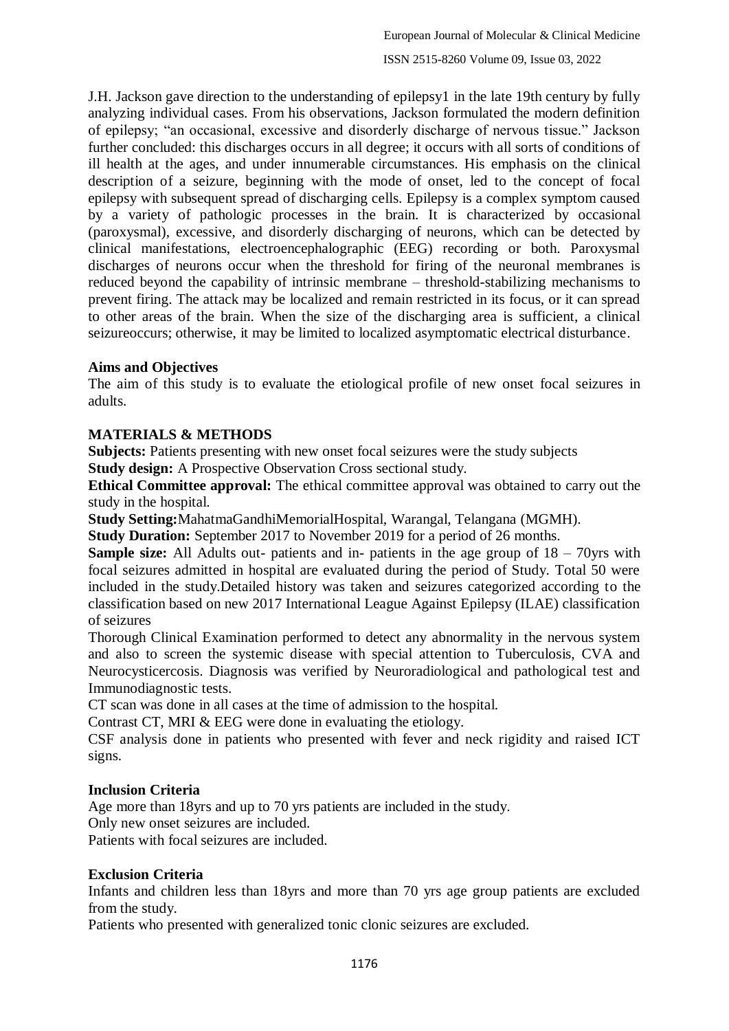J.H. Jackson gave direction to the understanding of epilepsy1 in the late 19th century by fully analyzing individual cases. From his observations, Jackson formulated the modern definition of epilepsy; "an occasional, excessive and disorderly discharge of nervous tissue." Jackson further concluded: this discharges occurs in all degree; it occurs with all sorts of conditions of ill health at the ages, and under innumerable circumstances. His emphasis on the clinical description of a seizure, beginning with the mode of onset, led to the concept of focal epilepsy with subsequent spread of discharging cells. Epilepsy is a complex symptom caused by a variety of pathologic processes in the brain. It is characterized by occasional (paroxysmal), excessive, and disorderly discharging of neurons, which can be detected by clinical manifestations, electroencephalographic (EEG) recording or both. Paroxysmal discharges of neurons occur when the threshold for firing of the neuronal membranes is reduced beyond the capability of intrinsic membrane – threshold-stabilizing mechanisms to prevent firing. The attack may be localized and remain restricted in its focus, or it can spread to other areas of the brain. When the size of the discharging area is sufficient, a clinical seizureoccurs; otherwise, it may be limited to localized asymptomatic electrical disturbance.

### Aims and Objectives

The aim of this study is to evaluate the etiological profile of new onset focal seizures in adults.

## MATERIALS & METHODS

**Subjects:** Patients presenting with new onset focal seizures were the study subjects

**Study design:** A Prospective Observation Cross sectional study.

**Ethical Committee approval:** The ethical committee approval was obtained to carry out the study in the hospital.

**Study Setting:**MahatmaGandhiMemorialHospital, Warangal, Telangana (MGMH).

**Study Duration:** September 2017 to November 2019 for a period of 26 months.

**Sample size:** All Adults out- patients and in- patients in the age group of 18 – 70yrs with focal seizures admitted in hospital are evaluated during the period of Study. Total 50 were included in the study.Detailed history was taken and seizures categorized according to the classification based on new 2017 International League Against Epilepsy (ILAE) classification of seizures

Thorough Clinical Examination performed to detect any abnormality in the nervous system and also to screen the systemic disease with special attention to Tuberculosis, CVA and Neurocysticercosis. Diagnosis was verified by Neuroradiological and pathological test and Immunodiagnostic tests.

CT scan was done in all cases at the time of admission to the hospital.

Contrast CT, MRI & EEG were done in evaluating the etiology.

CSF analysis done in patients who presented with fever and neck rigidity and raised ICT signs.

### Inclusion Criteria

Age more than 18yrs and up to 70 yrs patients are included in the study.

Only new onset seizures are included.

Patients with focal seizures are included.

### Exclusion Criteria

Infants and children less than 18yrs and more than 70 yrs age group patients are excluded from the study.

Patients who presented with generalized tonic clonic seizures are excluded.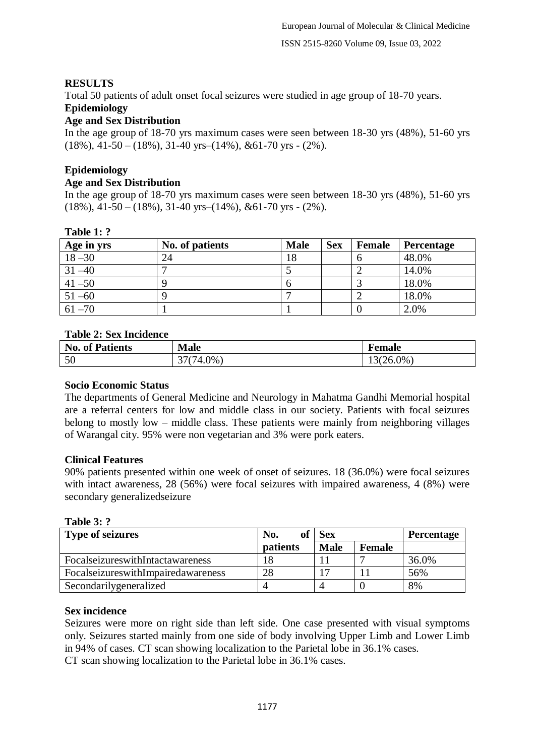## RESULTS

Total 50 patients of adult onset focal seizures were studied in age group of 18-70 years.

### Epidemiology

#### Age and Sex Distribution

In the age group of 18-70 yrs maximum cases were seen between 18-30 yrs (48%), 51-60 yrs (18%), 41-50 – (18%), 31-40 yrs–(14%), &61-70 yrs - (2%).

### Epidemiology

#### Age and Sex Distribution

In the age group of 18-70 yrs maximum cases were seen between 18-30 yrs (48%), 51-60 yrs (18%), 41-50 – (18%), 31-40 yrs–(14%), &61-70 yrs - (2%).

**Table 1: ?**

| Age in yrs | No. of patients | Male | Sex | Female | Percentage |
|---|---|---|---|---|---|
| 18 –30 | 24 | 18 | | 6 | 48.0% |
| 31 –40 | 7 | 5 | | 2 | 14.0% |
| 41 –50 | 9 | 6 | | 3 | 18.0% |
| 51 –60 | 9 | 7 | | 2 | 18.0% |
| 61 –70 | 1 | 1 | | 0 | 2.0% |

**Table 2: Sex Incidence**

| No. of Patients | Male | Female |
|---|---|---|
| 50 | 37(74.0%) | 13(26.0%) |

#### Socio Economic Status

The departments of General Medicine and Neurology in Mahatma Gandhi Memorial hospital are a referral centers for low and middle class in our society. Patients with focal seizures belong to mostly low – middle class. These patients were mainly from neighboring villages of Warangal city. 95% were non vegetarian and 3% were pork eaters.

#### Clinical Features

90% patients presented within one week of onset of seizures. 18 (36.0%) were focal seizures with intact awareness, 28 (56%) were focal seizures with impaired awareness, 4 (8%) were secondary generalizedseizure

**Table 3: ?**

| Type of seizures | No. of patients | Sex | | Percentage |
|---|---|---|---|---|
| | | Male | Female | |
| FocalseizureswithIntactawareness | 18 | 11 | 7 | 36.0% |
| FocalseizureswithImpairedawareness | 28 | 17 | 11 | 56% |
| Secondarilygeneralized | 4 | 4 | 0 | 8% |

#### Sex incidence

Seizures were more on right side than left side. One case presented with visual symptoms only. Seizures started mainly from one side of body involving Upper Limb and Lower Limb in 94% of cases. CT scan showing localization to the Parietal lobe in 36.1% cases.

CT scan showing localization to the Parietal lobe in 36.1% cases.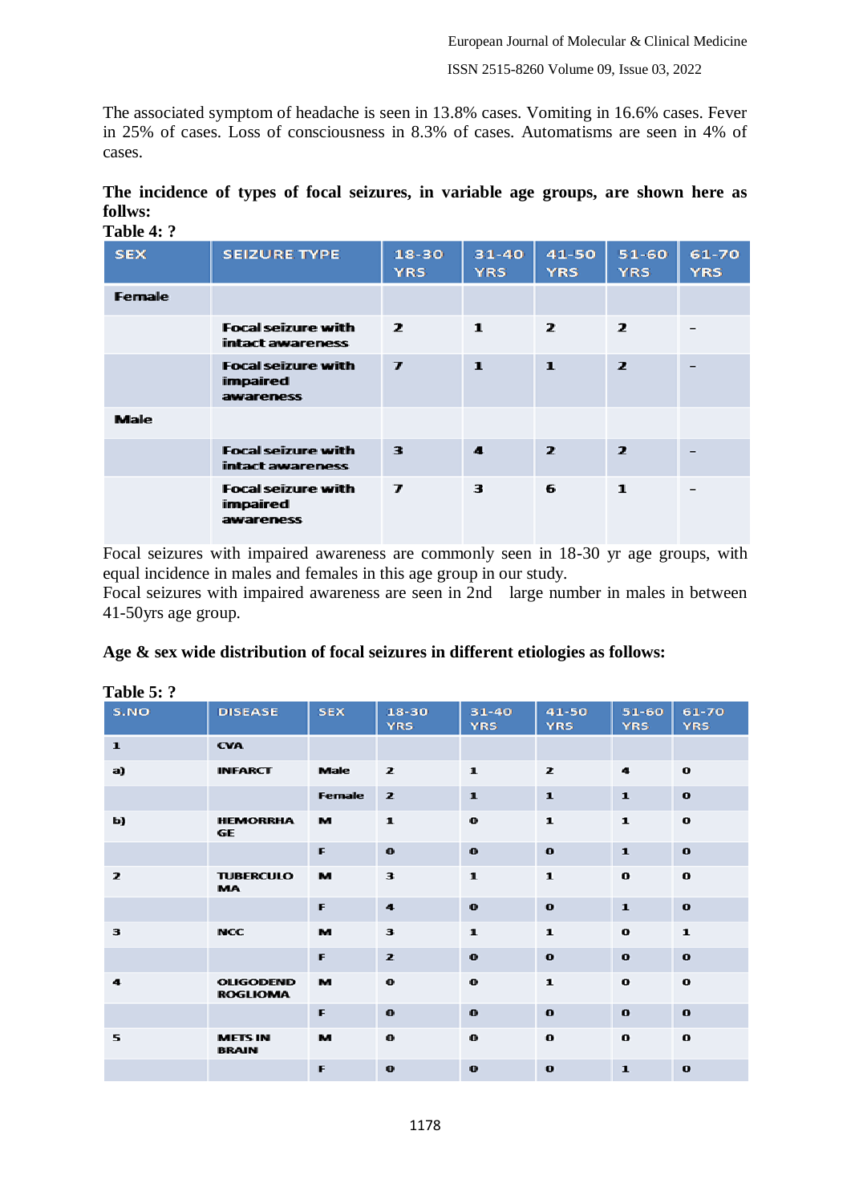The associated symptom of headache is seen in 13.8% cases. Vomiting in 16.6% cases. Fever in 25% of cases. Loss of consciousness in 8.3% of cases. Automatisms are seen in 4% of cases.

**The incidence of types of focal seizures, in variable age groups, are shown here as follws:**

**Table 4: ?**

| SEX | SEIZURE TYPE | 18-30 YRS | 31-40 YRS | 41-50 YRS | 51-60 YRS | 61-70 YRS |
|---|---|---|---|---|---|---|
| Female | | | | | | |
| | Focal seizure with intact awareness | 2 | 1 | 2 | 2 | - |
| | Focal seizure with impaired awareness | 7 | 1 | 1 | 2 | - |
| Male | | | | | | |
| | Focal seizure with intact awareness | 3 | 4 | 2 | 2 | - |
| | Focal seizure with impaired awareness | 7 | 3 | 6 | 1 | - |

Focal seizures with impaired awareness are commonly seen in 18-30 yr age groups, with equal incidence in males and females in this age group in our study.
Focal seizures with impaired awareness are seen in 2nd large number in males in between 41-50yrs age group.

**Age & sex wide distribution of focal seizures in different etiologies as follows:**

**Table 5: ?**

| S.NO | DISEASE | SEX | 18-30 YRS | 31-40 YRS | 41-50 YRS | 51-60 YRS | 61-70 YRS |
|---|---|---|---|---|---|---|---|
| 1 | CVA | | | | | | |
| a) | INFARCT | Male | 2 | 1 | 2 | 4 | 0 |
| | | Female | 2 | 1 | 1 | 1 | 0 |
| b) | HEMORRHAGE | M | 1 | 0 | 1 | 1 | 0 |
| | | F | 0 | 0 | 0 | 1 | 0 |
| 2 | TUBERCULOMA | M | 3 | 1 | 1 | 0 | 0 |
| | | F | 4 | 0 | 0 | 1 | 0 |
| 3 | NCC | M | 3 | 1 | 1 | 0 | 1 |
| | | F | 2 | 0 | 0 | 0 | 0 |
| 4 | OLIGODENDROGLIOMA | M | 0 | 0 | 1 | 0 | 0 |
| | | F | 0 | 0 | 0 | 0 | 0 |
| 5 | METS IN BRAIN | M | 0 | 0 | 0 | 0 | 0 |
| | | F | 0 | 0 | 0 | 1 | 0 |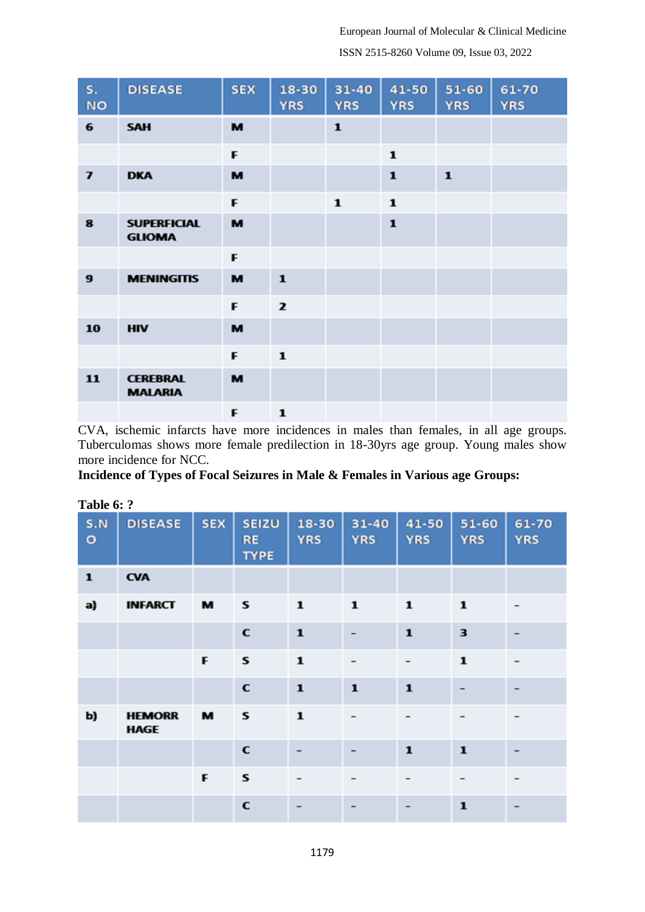| S. NO | DISEASE | SEX | 18-30 YRS | 31-40 YRS | 41-50 YRS | 51-60 YRS | 61-70 YRS |
|---|---|---|---|---|---|---|---|
| 6 | SAH | M | | 1 | | | |
| | | F | | | 1 | | |
| 7 | DKA | M | | | 1 | 1 | |
| | | F | | 1 | 1 | | |
| 8 | SUPERFICIAL GLIOMA | M | | | 1 | | |
| | | F | | | | | |
| 9 | MENINGITIS | M | 1 | | | | |
| | | F | 2 | | | | |
| 10 | HIV | M | | | | | |
| | | F | 1 | | | | |
| 11 | CEREBRAL MALARIA | M | | | | | |
| | | F | 1 | | | | |

CVA, ischemic infarcts have more incidences in males than females, in all age groups. Tuberculomas shows more female predilection in 18-30yrs age group. Young males show more incidence for NCC.

**Incidence of Types of Focal Seizures in Male & Females in Various age Groups:**

**Table 6: ?**

| S.NO | DISEASE | SEX | SEIZURE TYPE | 18-30 YRS | 31-40 YRS | 41-50 YRS | 51-60 YRS | 61-70 YRS |
|---|---|---|---|---|---|---|---|---|
| 1 | CVA | | | | | | | |
| a) | INFARCT | M | S | 1 | 1 | 1 | 1 | - |
| | | | C | 1 | - | 1 | 3 | - |
| | | F | S | 1 | - | - | 1 | - |
| | | | C | 1 | 1 | 1 | - | - |
| b) | HEMORRHAGE | M | S | 1 | - | - | - | - |
| | | | C | - | - | 1 | 1 | - |
| | | F | S | - | - | - | - | - |
| | | | C | - | - | - | 1 | - |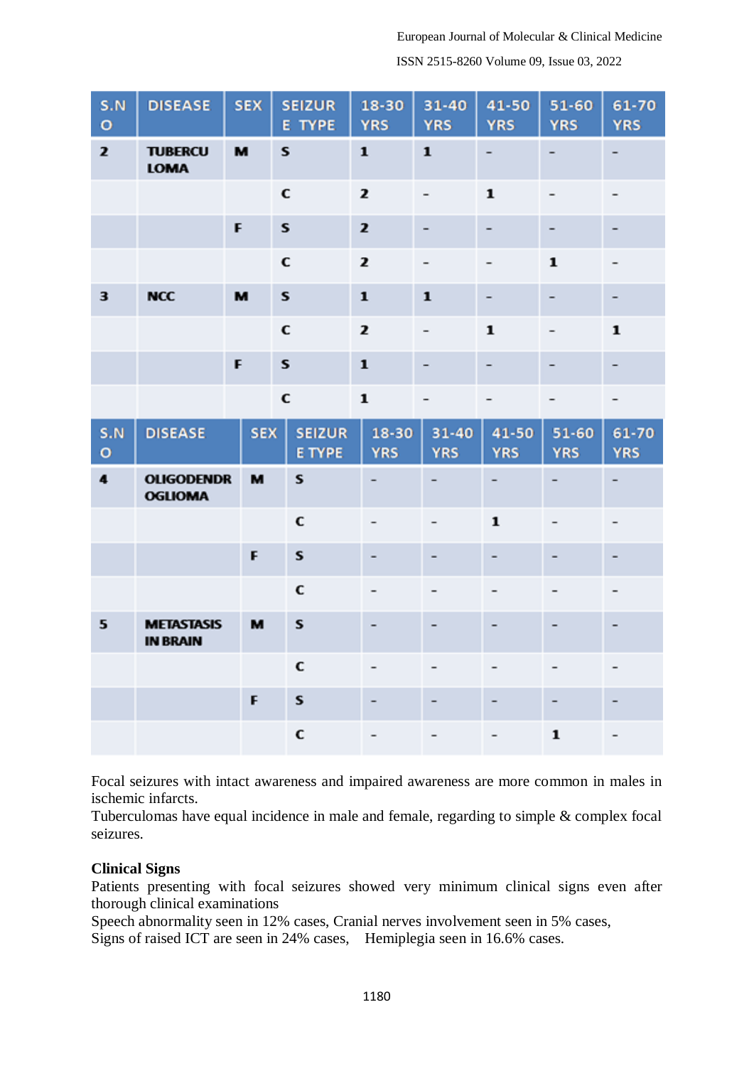| S.NO | DISEASE | SEX | SEIZURE TYPE | 18-30 YRS | 31-40 YRS | 41-50 YRS | 51-60 YRS | 61-70 YRS |
|---|---|---|---|---|---|---|---|---|
| 2 | TUBERCULOMA | M | S | 1 | 1 | - | - | - |
| | | | C | 2 | - | 1 | - | - |
| | | F | S | 2 | - | - | - | - |
| | | | C | 2 | - | - | 1 | - |
| 3 | NCC | M | S | 1 | 1 | - | - | - |
| | | | C | 2 | - | 1 | - | 1 |
| | | F | S | 1 | - | - | - | - |
| | | | C | 1 | - | - | - | - |
| 4 | OLIGODENDROGLIOMA | M | S | - | - | - | - | - |
| | | | C | - | - | 1 | - | - |
| | | F | S | - | - | - | - | - |
| | | | C | - | - | - | - | - |
| 5 | METASTASIS IN BRAIN | M | S | - | - | - | - | - |
| | | | C | - | - | - | - | - |
| | | F | S | - | - | - | - | - |
| | | | C | - | - | - | 1 | - |

Focal seizures with intact awareness and impaired awareness are more common in males in ischemic infarcts.
Tuberculomas have equal incidence in male and female, regarding to simple & complex focal seizures.

**Clinical Signs**

Patients presenting with focal seizures showed very minimum clinical signs even after thorough clinical examinations
Speech abnormality seen in 12% cases, Cranial nerves involvement seen in 5% cases,
Signs of raised ICT are seen in 24% cases, Hemiplegia seen in 16.6% cases.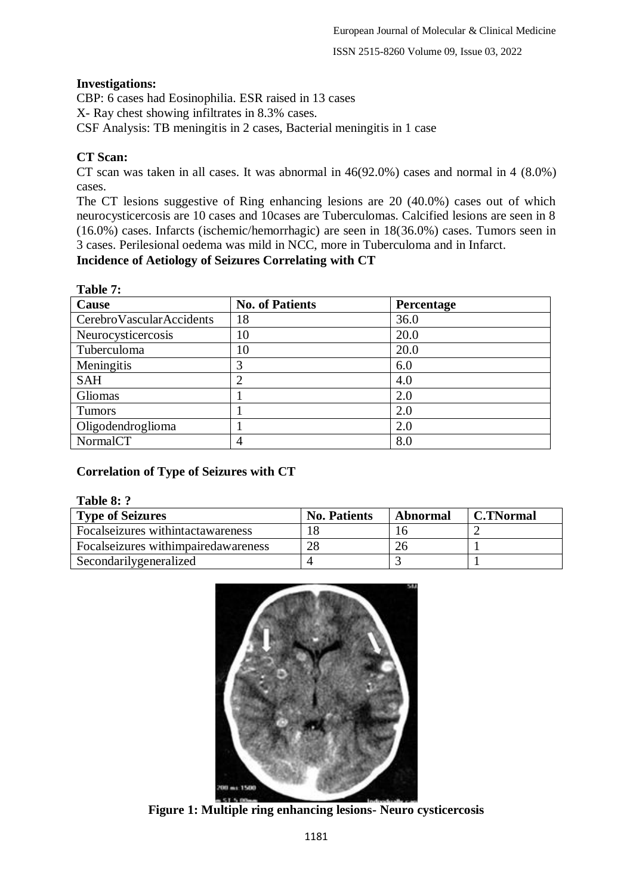**Investigations:**

CBP: 6 cases had Eosinophilia. ESR raised in 13 cases

X- Ray chest showing infiltrates in 8.3% cases.

CSF Analysis: TB meningitis in 2 cases, Bacterial meningitis in 1 case

**CT Scan:**

CT scan was taken in all cases. It was abnormal in 46(92.0%) cases and normal in 4 (8.0%) cases.

The CT lesions suggestive of Ring enhancing lesions are 20 (40.0%) cases out of which neurocysticercosis are 10 cases and 10cases are Tuberculomas. Calcified lesions are seen in 8 (16.0%) cases. Infarcts (ischemic/hemorrhagic) are seen in 18(36.0%) cases. Tumors seen in 3 cases. Perilesional oedema was mild in NCC, more in Tuberculoma and in Infarct.

**Incidence of Aetiology of Seizures Correlating with CT**

**Table 7:**

| Cause | No. of Patients | Percentage |
|---|---|---|
| CerebroVascularAccidents | 18 | 36.0 |
| Neurocysticercosis | 10 | 20.0 |
| Tuberculoma | 10 | 20.0 |
| Meningitis | 3 | 6.0 |
| SAH | 2 | 4.0 |
| Gliomas | 1 | 2.0 |
| Tumors | 1 | 2.0 |
| Oligodendroglioma | 1 | 2.0 |
| NormalCT | 4 | 8.0 |

**Correlation of Type of Seizures with CT**

**Table 8: ?**

| Type of Seizures | No. Patients | Abnormal | C.TNormal |
|---|---|---|---|
| Focalseizures withintactawareness | 18 | 16 | 2 |
| Focalseizures withimpairedawareness | 28 | 26 | 1 |
| Secondarilygeneralized | 4 | 3 | 1 |

**Figure 1: Multiple ring enhancing lesions- Neuro cysticercosis**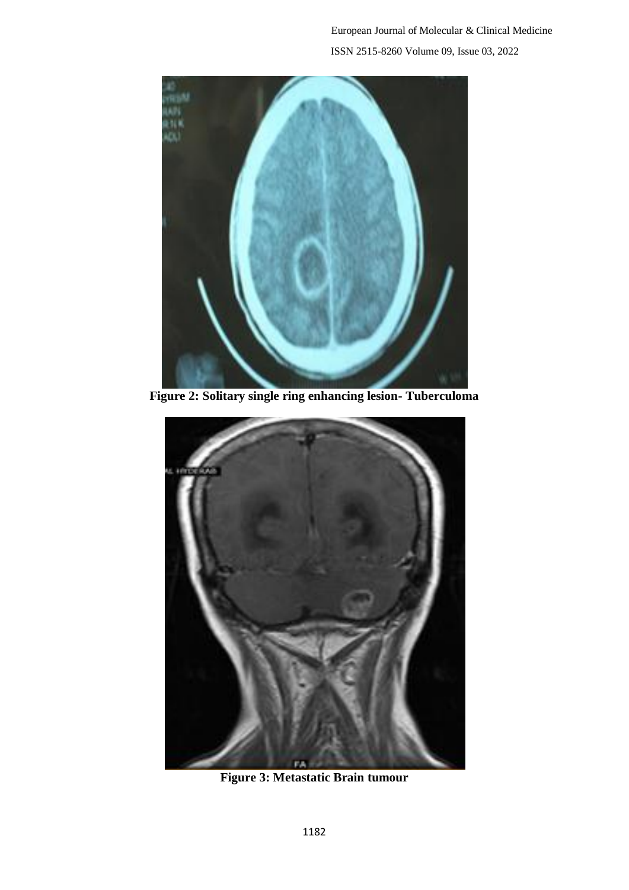Figure 2: Solitary single ring enhancing lesion- Tuberculoma

Figure 3: Metastatic Brain tumour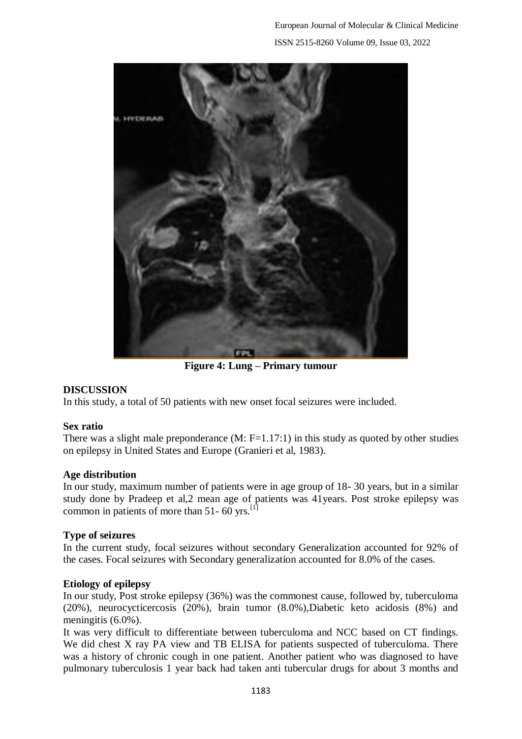**Figure 4: Lung – Primary tumour**

## DISCUSSION

In this study, a total of 50 patients with new onset focal seizures were included.

### Sex ratio

There was a slight male preponderance (M: F=1.17:1) in this study as quoted by other studies on epilepsy in United States and Europe (Granieri et al, 1983).

### Age distribution

In our study, maximum number of patients were in age group of 18- 30 years, but in a similar study done by Pradeep et al,2 mean age of patients was 41years. Post stroke epilepsy was common in patients of more than 51- 60 yrs.[1]

### Type of seizures

In the current study, focal seizures without secondary Generalization accounted for 92% of the cases. Focal seizures with Secondary generalization accounted for 8.0% of the cases.

### Etiology of epilepsy

In our study, Post stroke epilepsy (36%) was the commonest cause, followed by, tuberculoma (20%), neurocycticercosis (20%), brain tumor (8.0%),Diabetic keto acidosis (8%) and meningitis (6.0%).

It was very difficult to differentiate between tuberculoma and NCC based on CT findings. We did chest X ray PA view and TB ELISA for patients suspected of tuberculoma. There was a history of chronic cough in one patient. Another patient who was diagnosed to have pulmonary tuberculosis 1 year back had taken anti tubercular drugs for about 3 months and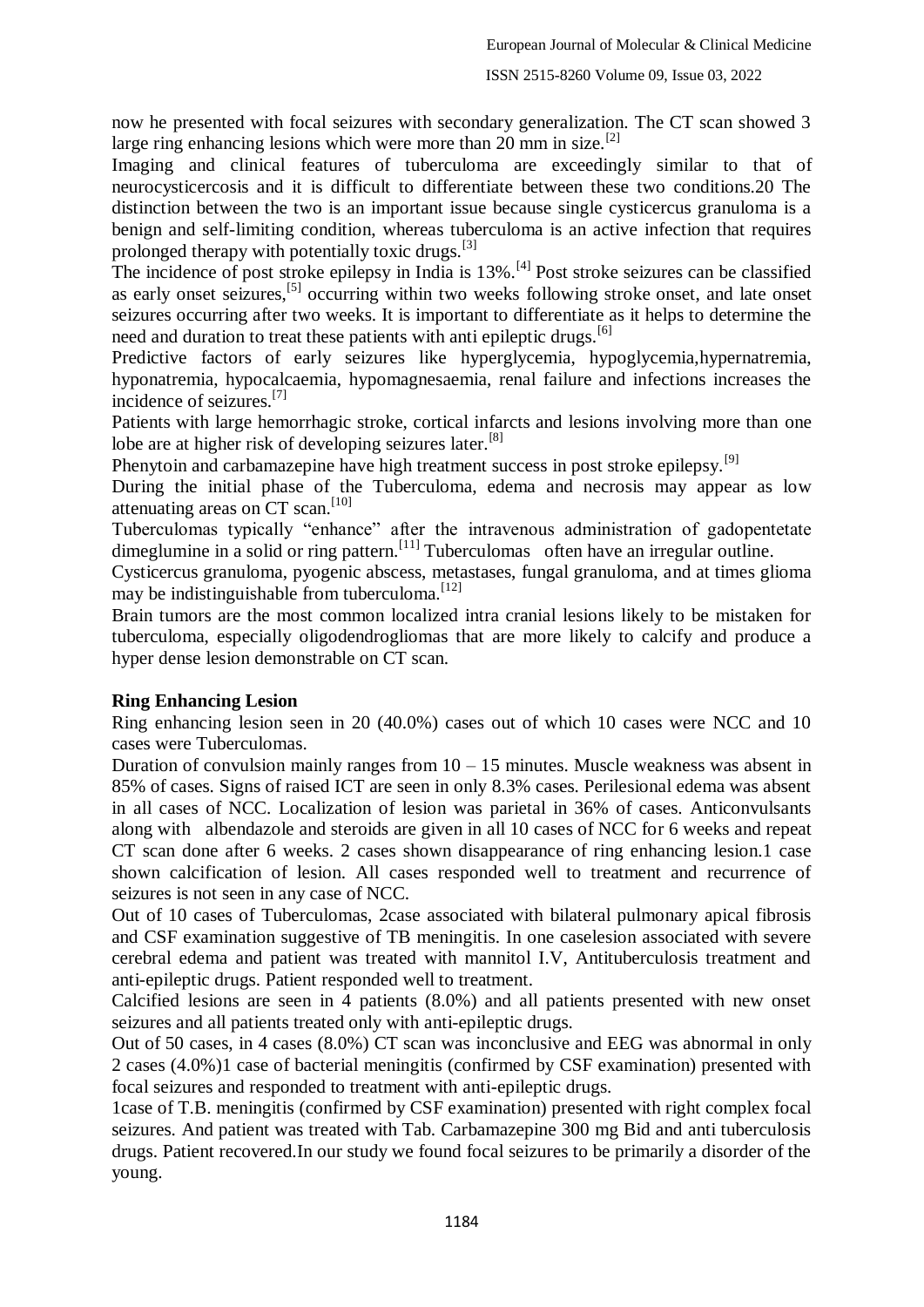now he presented with focal seizures with secondary generalization. The CT scan showed 3 large ring enhancing lesions which were more than 20 mm in size.[2]

Imaging and clinical features of tuberculoma are exceedingly similar to that of neurocysticercosis and it is difficult to differentiate between these two conditions.20 The distinction between the two is an important issue because single cysticercus granuloma is a benign and self-limiting condition, whereas tuberculoma is an active infection that requires prolonged therapy with potentially toxic drugs.[3]

The incidence of post stroke epilepsy in India is 13%.[4] Post stroke seizures can be classified as early onset seizures,[5] occurring within two weeks following stroke onset, and late onset seizures occurring after two weeks. It is important to differentiate as it helps to determine the need and duration to treat these patients with anti epileptic drugs.[6]

Predictive factors of early seizures like hyperglycemia, hypoglycemia,hypernatremia, hyponatremia, hypocalcaemia, hypomagnesaemia, renal failure and infections increases the incidence of seizures.[7]

Patients with large hemorrhagic stroke, cortical infarcts and lesions involving more than one lobe are at higher risk of developing seizures later.[8]

Phenytoin and carbamazepine have high treatment success in post stroke epilepsy.[9]

During the initial phase of the Tuberculoma, edema and necrosis may appear as low attenuating areas on CT scan.[10]

Tuberculomas typically "enhance" after the intravenous administration of gadopentetate dimeglumine in a solid or ring pattern.[11] Tuberculomas often have an irregular outline.

Cysticercus granuloma, pyogenic abscess, metastases, fungal granuloma, and at times glioma may be indistinguishable from tuberculoma.[12]

Brain tumors are the most common localized intra cranial lesions likely to be mistaken for tuberculoma, especially oligodendrogliomas that are more likely to calcify and produce a hyper dense lesion demonstrable on CT scan.

**Ring Enhancing Lesion**

Ring enhancing lesion seen in 20 (40.0%) cases out of which 10 cases were NCC and 10 cases were Tuberculomas.

Duration of convulsion mainly ranges from 10 – 15 minutes. Muscle weakness was absent in 85% of cases. Signs of raised ICT are seen in only 8.3% cases. Perilesional edema was absent in all cases of NCC. Localization of lesion was parietal in 36% of cases. Anticonvulsants along with albendazole and steroids are given in all 10 cases of NCC for 6 weeks and repeat CT scan done after 6 weeks. 2 cases shown disappearance of ring enhancing lesion.1 case shown calcification of lesion. All cases responded well to treatment and recurrence of seizures is not seen in any case of NCC.

Out of 10 cases of Tuberculomas, 2case associated with bilateral pulmonary apical fibrosis and CSF examination suggestive of TB meningitis. In one caselesion associated with severe cerebral edema and patient was treated with mannitol I.V, Antituberculosis treatment and anti-epileptic drugs. Patient responded well to treatment.

Calcified lesions are seen in 4 patients (8.0%) and all patients presented with new onset seizures and all patients treated only with anti-epileptic drugs.

Out of 50 cases, in 4 cases (8.0%) CT scan was inconclusive and EEG was abnormal in only 2 cases (4.0%)1 case of bacterial meningitis (confirmed by CSF examination) presented with focal seizures and responded to treatment with anti-epileptic drugs.

1case of T.B. meningitis (confirmed by CSF examination) presented with right complex focal seizures. And patient was treated with Tab. Carbamazepine 300 mg Bid and anti tuberculosis drugs. Patient recovered.In our study we found focal seizures to be primarily a disorder of the young.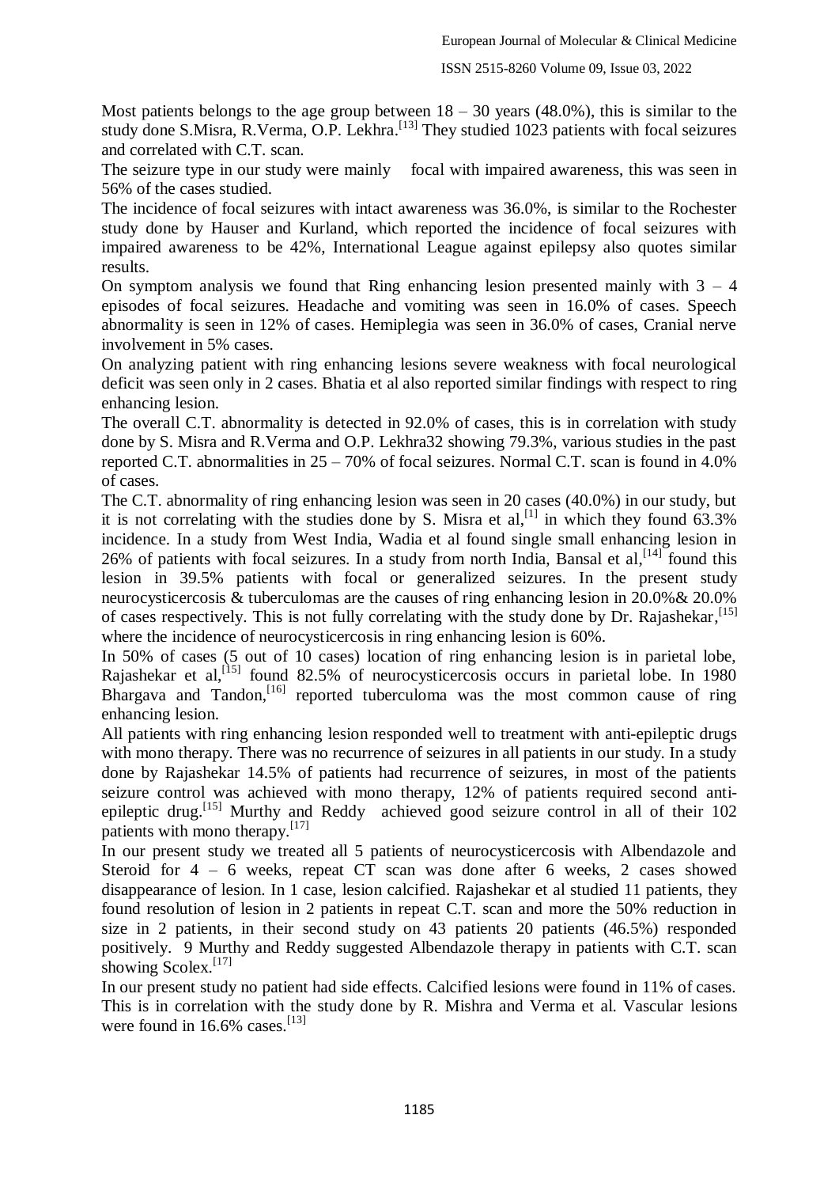Most patients belongs to the age group between 18 – 30 years (48.0%), this is similar to the study done S.Misra, R.Verma, O.P. Lekhra.[13] They studied 1023 patients with focal seizures and correlated with C.T. scan.

The seizure type in our study were mainly focal with impaired awareness, this was seen in 56% of the cases studied.

The incidence of focal seizures with intact awareness was 36.0%, is similar to the Rochester study done by Hauser and Kurland, which reported the incidence of focal seizures with impaired awareness to be 42%, International League against epilepsy also quotes similar results.

On symptom analysis we found that Ring enhancing lesion presented mainly with 3 – 4 episodes of focal seizures. Headache and vomiting was seen in 16.0% of cases. Speech abnormality is seen in 12% of cases. Hemiplegia was seen in 36.0% of cases, Cranial nerve involvement in 5% cases.

On analyzing patient with ring enhancing lesions severe weakness with focal neurological deficit was seen only in 2 cases. Bhatia et al also reported similar findings with respect to ring enhancing lesion.

The overall C.T. abnormality is detected in 92.0% of cases, this is in correlation with study done by S. Misra and R.Verma and O.P. Lekhra32 showing 79.3%, various studies in the past reported C.T. abnormalities in 25 – 70% of focal seizures. Normal C.T. scan is found in 4.0% of cases.

The C.T. abnormality of ring enhancing lesion was seen in 20 cases (40.0%) in our study, but it is not correlating with the studies done by S. Misra et al,[1] in which they found 63.3% incidence. In a study from West India, Wadia et al found single small enhancing lesion in 26% of patients with focal seizures. In a study from north India, Bansal et al,[14] found this lesion in 39.5% patients with focal or generalized seizures. In the present study neurocysticercosis & tuberculomas are the causes of ring enhancing lesion in 20.0%& 20.0% of cases respectively. This is not fully correlating with the study done by Dr. Rajashekar,[15] where the incidence of neurocysticercosis in ring enhancing lesion is 60%.

In 50% of cases (5 out of 10 cases) location of ring enhancing lesion is in parietal lobe, Rajashekar et al,[15] found 82.5% of neurocysticercosis occurs in parietal lobe. In 1980 Bhargava and Tandon,[16] reported tuberculoma was the most common cause of ring enhancing lesion.

All patients with ring enhancing lesion responded well to treatment with anti-epileptic drugs with mono therapy. There was no recurrence of seizures in all patients in our study. In a study done by Rajashekar 14.5% of patients had recurrence of seizures, in most of the patients seizure control was achieved with mono therapy, 12% of patients required second anti-epileptic drug.[15] Murthy and Reddy achieved good seizure control in all of their 102 patients with mono therapy.[17]

In our present study we treated all 5 patients of neurocysticercosis with Albendazole and Steroid for 4 – 6 weeks, repeat CT scan was done after 6 weeks, 2 cases showed disappearance of lesion. In 1 case, lesion calcified. Rajashekar et al studied 11 patients, they found resolution of lesion in 2 patients in repeat C.T. scan and more the 50% reduction in size in 2 patients, in their second study on 43 patients 20 patients (46.5%) responded positively. 9 Murthy and Reddy suggested Albendazole therapy in patients with C.T. scan showing Scolex.[17]

In our present study no patient had side effects. Calcified lesions were found in 11% of cases. This is in correlation with the study done by R. Mishra and Verma et al. Vascular lesions were found in 16.6% cases.[13]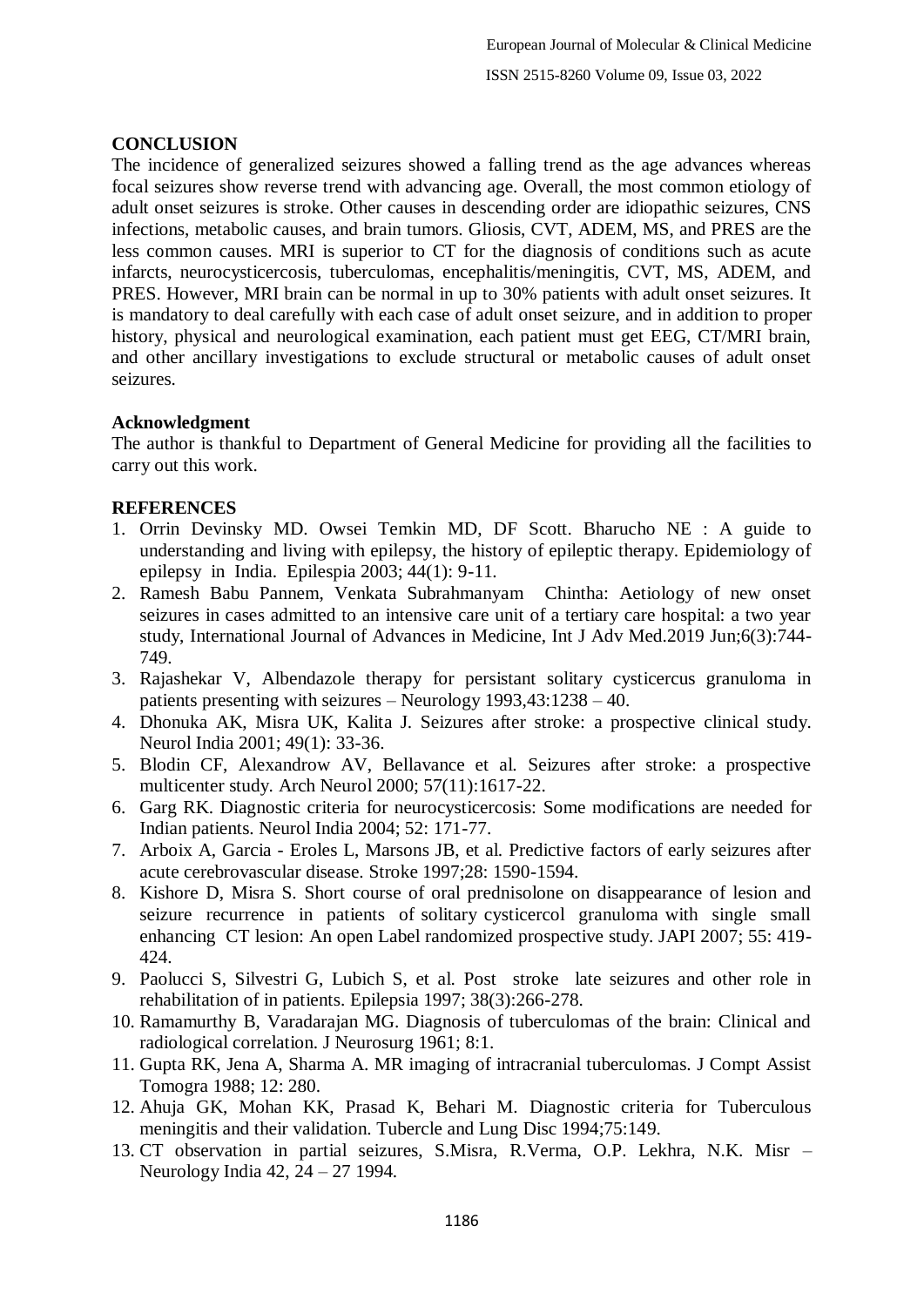## CONCLUSION

The incidence of generalized seizures showed a falling trend as the age advances whereas focal seizures show reverse trend with advancing age. Overall, the most common etiology of adult onset seizures is stroke. Other causes in descending order are idiopathic seizures, CNS infections, metabolic causes, and brain tumors. Gliosis, CVT, ADEM, MS, and PRES are the less common causes. MRI is superior to CT for the diagnosis of conditions such as acute infarcts, neurocysticercosis, tuberculomas, encephalitis/meningitis, CVT, MS, ADEM, and PRES. However, MRI brain can be normal in up to 30% patients with adult onset seizures. It is mandatory to deal carefully with each case of adult onset seizure, and in addition to proper history, physical and neurological examination, each patient must get EEG, CT/MRI brain, and other ancillary investigations to exclude structural or metabolic causes of adult onset seizures.

### Acknowledgment

The author is thankful to Department of General Medicine for providing all the facilities to carry out this work.

## REFERENCES

1. Orrin Devinsky MD. Owsei Temkin MD, DF Scott. Bharucho NE : A guide to understanding and living with epilepsy, the history of epileptic therapy. Epidemiology of epilepsy in India. Epilespia 2003; 44(1): 9-11.
2. Ramesh Babu Pannem, Venkata Subrahmanyam Chintha: Aetiology of new onset seizures in cases admitted to an intensive care unit of a tertiary care hospital: a two year study, International Journal of Advances in Medicine, Int J Adv Med.2019 Jun;6(3):744-749.
3. Rajashekar V, Albendazole therapy for persistant solitary cysticercus granuloma in patients presenting with seizures – Neurology 1993,43:1238 – 40.
4. Dhonuka AK, Misra UK, Kalita J. Seizures after stroke: a prospective clinical study. Neurol India 2001; 49(1): 33-36.
5. Blodin CF, Alexandrow AV, Bellavance et al. Seizures after stroke: a prospective multicenter study. Arch Neurol 2000; 57(11):1617-22.
6. Garg RK. Diagnostic criteria for neurocysticercosis: Some modifications are needed for Indian patients. Neurol India 2004; 52: 171-77.
7. Arboix A, Garcia - Eroles L, Marsons JB, et al. Predictive factors of early seizures after acute cerebrovascular disease. Stroke 1997;28: 1590-1594.
8. Kishore D, Misra S. Short course of oral prednisolone on disappearance of lesion and seizure recurrence in patients of solitary cysticercol granuloma with single small enhancing CT lesion: An open Label randomized prospective study. JAPI 2007; 55: 419-424.
9. Paolucci S, Silvestri G, Lubich S, et al. Post stroke late seizures and other role in rehabilitation of in patients. Epilepsia 1997; 38(3):266-278.
10. Ramamurthy B, Varadarajan MG. Diagnosis of tuberculomas of the brain: Clinical and radiological correlation. J Neurosurg 1961; 8:1.
11. Gupta RK, Jena A, Sharma A. MR imaging of intracranial tuberculomas. J Compt Assist Tomogra 1988; 12: 280.
12. Ahuja GK, Mohan KK, Prasad K, Behari M. Diagnostic criteria for Tuberculous meningitis and their validation. Tubercle and Lung Disc 1994;75:149.
13. CT observation in partial seizures, S.Misra, R.Verma, O.P. Lekhra, N.K. Misr – Neurology India 42, 24 – 27 1994.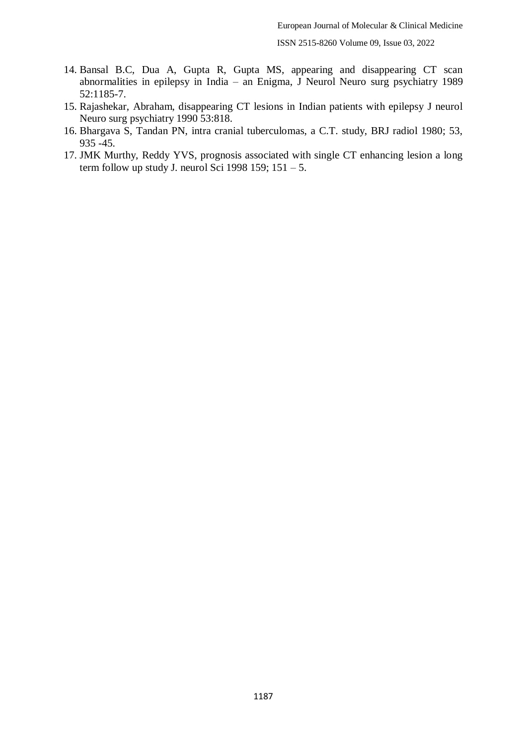14. Bansal B.C, Dua A, Gupta R, Gupta MS, appearing and disappearing CT scan abnormalities in epilepsy in India – an Enigma, J Neurol Neuro surg psychiatry 1989 52:1185-7.
15. Rajashekar, Abraham, disappearing CT lesions in Indian patients with epilepsy J neurol Neuro surg psychiatry 1990 53:818.
16. Bhargava S, Tandan PN, intra cranial tuberculomas, a C.T. study, BRJ radiol 1980; 53, 935 -45.
17. JMK Murthy, Reddy YVS, prognosis associated with single CT enhancing lesion a long term follow up study J. neurol Sci 1998 159; 151 – 5.